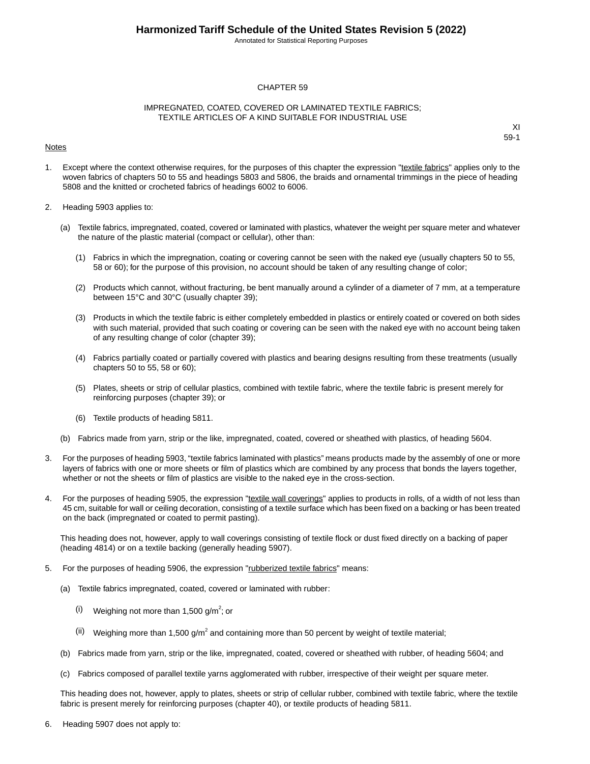# CHAPTER 59

## IMPREGNATED, COATED, COVERED OR LAMINATED TEXTILE FABRICS; TEXTILE ARTICLES OF A KIND SUITABLE FOR INDUSTRIAL USE

XI
59-1

Notes

1. Except where the context otherwise requires, for the purposes of this chapter the expression "textile fabrics" applies only to the woven fabrics of chapters 50 to 55 and headings 5803 and 5806, the braids and ornamental trimmings in the piece of heading 5808 and the knitted or crocheted fabrics of headings 6002 to 6006.

2. Heading 5903 applies to:

   (a) Textile fabrics, impregnated, coated, covered or laminated with plastics, whatever the weight per square meter and whatever the nature of the plastic material (compact or cellular), other than:

      (1) Fabrics in which the impregnation, coating or covering cannot be seen with the naked eye (usually chapters 50 to 55, 58 or 60); for the purpose of this provision, no account should be taken of any resulting change of color;

      (2) Products which cannot, without fracturing, be bent manually around a cylinder of a diameter of 7 mm, at a temperature between 15°C and 30°C (usually chapter 39);

      (3) Products in which the textile fabric is either completely embedded in plastics or entirely coated or covered on both sides with such material, provided that such coating or covering can be seen with the naked eye with no account being taken of any resulting change of color (chapter 39);

      (4) Fabrics partially coated or partially covered with plastics and bearing designs resulting from these treatments (usually chapters 50 to 55, 58 or 60);

      (5) Plates, sheets or strip of cellular plastics, combined with textile fabric, where the textile fabric is present merely for reinforcing purposes (chapter 39); or

      (6) Textile products of heading 5811.

   (b) Fabrics made from yarn, strip or the like, impregnated, coated, covered or sheathed with plastics, of heading 5604.

3. For the purposes of heading 5903, "textile fabrics laminated with plastics" means products made by the assembly of one or more layers of fabrics with one or more sheets or film of plastics which are combined by any process that bonds the layers together, whether or not the sheets or film of plastics are visible to the naked eye in the cross-section.

4. For the purposes of heading 5905, the expression "textile wall coverings" applies to products in rolls, of a width of not less than 45 cm, suitable for wall or ceiling decoration, consisting of a textile surface which has been fixed on a backing or has been treated on the back (impregnated or coated to permit pasting).

   This heading does not, however, apply to wall coverings consisting of textile flock or dust fixed directly on a backing of paper (heading 4814) or on a textile backing (generally heading 5907).

5. For the purposes of heading 5906, the expression "rubberized textile fabrics" means:

   (a) Textile fabrics impregnated, coated, covered or laminated with rubber:

      (i) Weighing not more than 1,500 g/$m^2$; or

      (ii) Weighing more than 1,500 g/$m^2$ and containing more than 50 percent by weight of textile material;

   (b) Fabrics made from yarn, strip or the like, impregnated, coated, covered or sheathed with rubber, of heading 5604; and

   (c) Fabrics composed of parallel textile yarns agglomerated with rubber, irrespective of their weight per square meter.

   This heading does not, however, apply to plates, sheets or strip of cellular rubber, combined with textile fabric, where the textile fabric is present merely for reinforcing purposes (chapter 40), or textile products of heading 5811.

6. Heading 5907 does not apply to: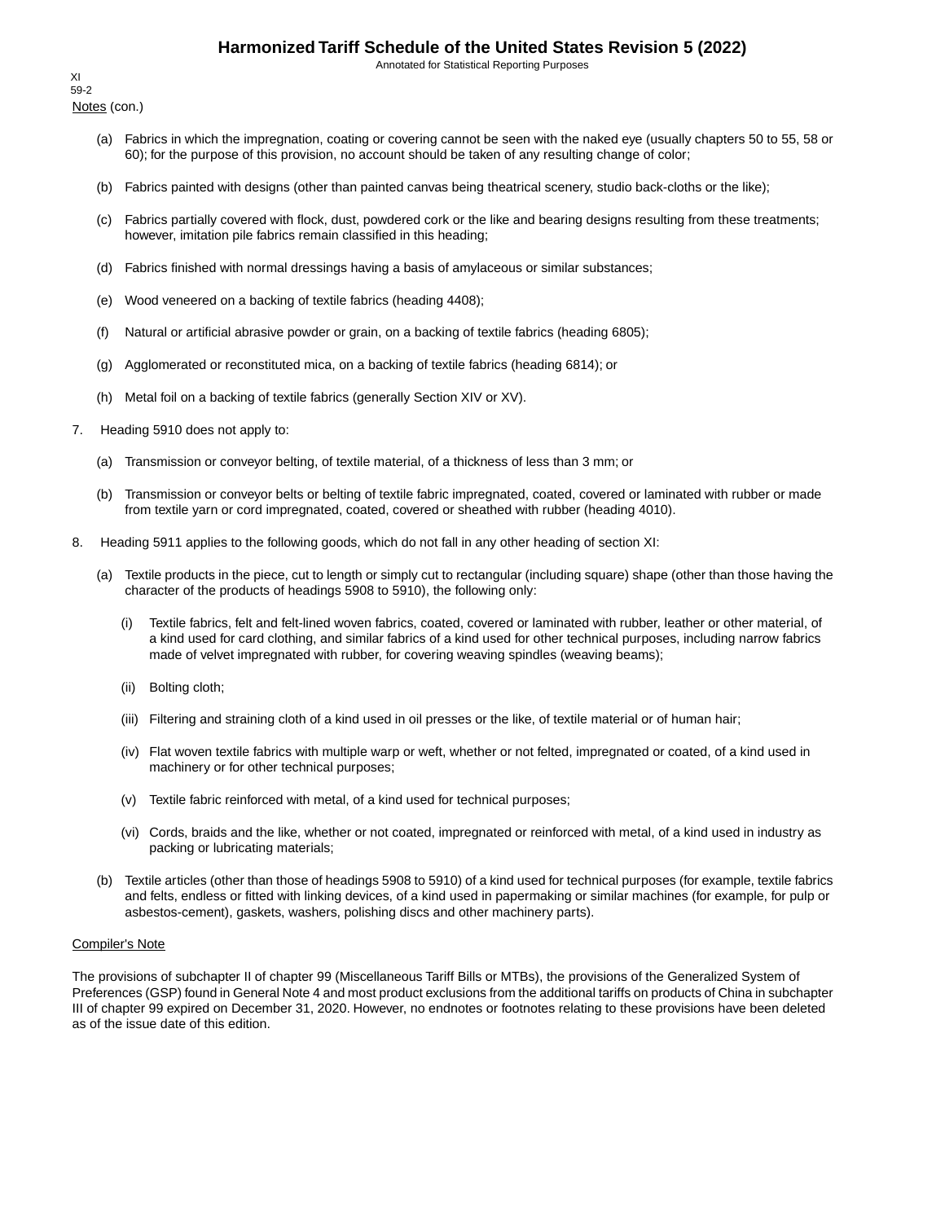Notes (con.)

(a) Fabrics in which the impregnation, coating or covering cannot be seen with the naked eye (usually chapters 50 to 55, 58 or 60); for the purpose of this provision, no account should be taken of any resulting change of color;

(b) Fabrics painted with designs (other than painted canvas being theatrical scenery, studio back-cloths or the like);

(c) Fabrics partially covered with flock, dust, powdered cork or the like and bearing designs resulting from these treatments; however, imitation pile fabrics remain classified in this heading;

(d) Fabrics finished with normal dressings having a basis of amylaceous or similar substances;

(e) Wood veneered on a backing of textile fabrics (heading 4408);

(f) Natural or artificial abrasive powder or grain, on a backing of textile fabrics (heading 6805);

(g) Agglomerated or reconstituted mica, on a backing of textile fabrics (heading 6814); or

(h) Metal foil on a backing of textile fabrics (generally Section XIV or XV).

7. Heading 5910 does not apply to:

(a) Transmission or conveyor belting, of textile material, of a thickness of less than 3 mm; or

(b) Transmission or conveyor belts or belting of textile fabric impregnated, coated, covered or laminated with rubber or made from textile yarn or cord impregnated, coated, covered or sheathed with rubber (heading 4010).

8. Heading 5911 applies to the following goods, which do not fall in any other heading of section XI:

(a) Textile products in the piece, cut to length or simply cut to rectangular (including square) shape (other than those having the character of the products of headings 5908 to 5910), the following only:

(i) Textile fabrics, felt and felt-lined woven fabrics, coated, covered or laminated with rubber, leather or other material, of a kind used for card clothing, and similar fabrics of a kind used for other technical purposes, including narrow fabrics made of velvet impregnated with rubber, for covering weaving spindles (weaving beams);

(ii) Bolting cloth;

(iii) Filtering and straining cloth of a kind used in oil presses or the like, of textile material or of human hair;

(iv) Flat woven textile fabrics with multiple warp or weft, whether or not felted, impregnated or coated, of a kind used in machinery or for other technical purposes;

(v) Textile fabric reinforced with metal, of a kind used for technical purposes;

(vi) Cords, braids and the like, whether or not coated, impregnated or reinforced with metal, of a kind used in industry as packing or lubricating materials;

(b) Textile articles (other than those of headings 5908 to 5910) of a kind used for technical purposes (for example, textile fabrics and felts, endless or fitted with linking devices, of a kind used in papermaking or similar machines (for example, for pulp or asbestos-cement), gaskets, washers, polishing discs and other machinery parts).

Compiler's Note

The provisions of subchapter II of chapter 99 (Miscellaneous Tariff Bills or MTBs), the provisions of the Generalized System of Preferences (GSP) found in General Note 4 and most product exclusions from the additional tariffs on products of China in subchapter III of chapter 99 expired on December 31, 2020. However, no endnotes or footnotes relating to these provisions have been deleted as of the issue date of this edition.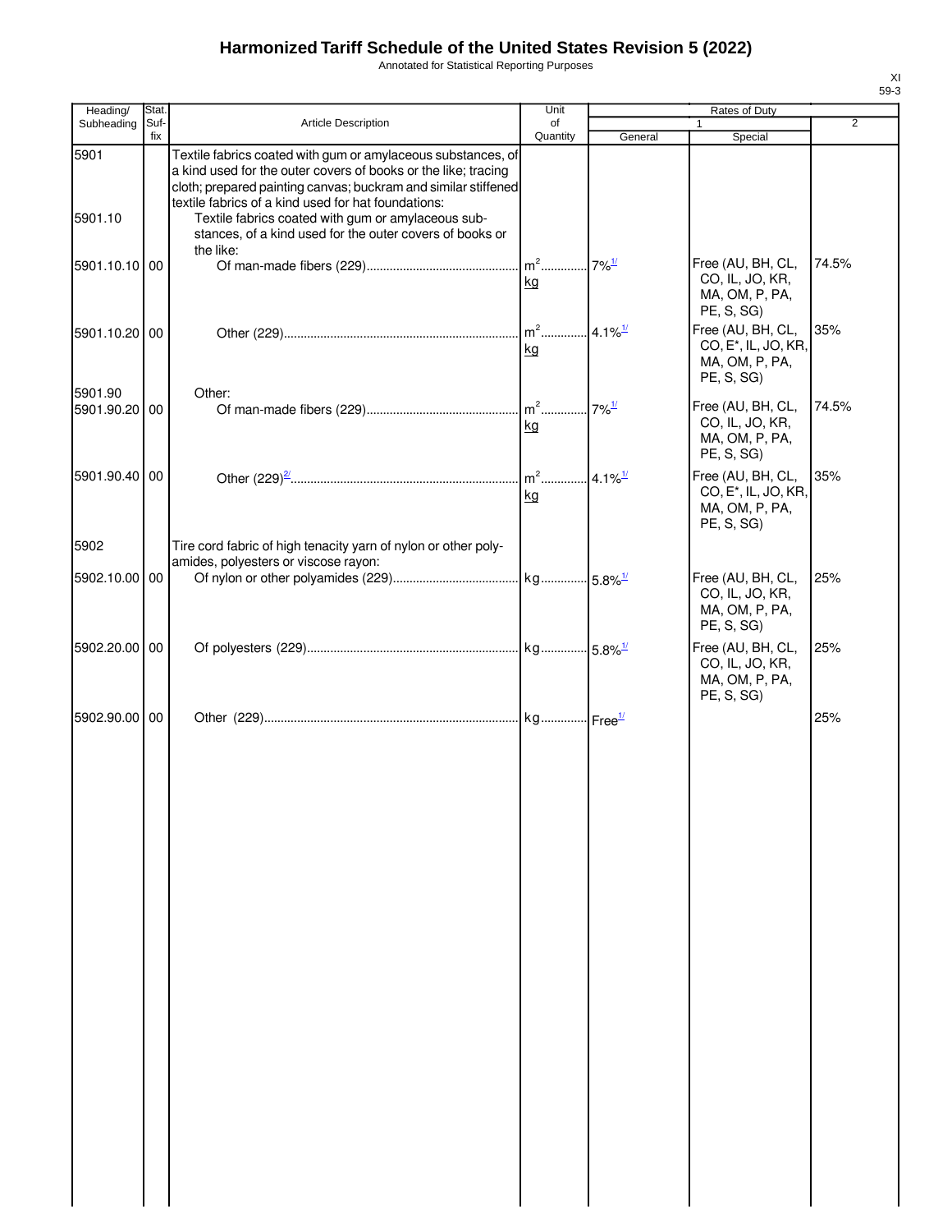# Harmonized Tariff Schedule of the United States Revision 5 (2022)

Annotated for Statistical Reporting Purposes

| Heading/ Subheading | Stat. Suf- fix | Article Description | Unit of Quantity | Rates of Duty 1 General | Special | 2 |
|---|---|---|---|---|---|---|
| 5901 | | Textile fabrics coated with gum or amylaceous substances, of a kind used for the outer covers of books or the like; tracing cloth; prepared painting canvas; buckram and similar stiffened textile fabrics of a kind used for hat foundations: | | | | |
| 5901.10 | | Textile fabrics coated with gum or amylaceous substances, of a kind used for the outer covers of books or the like: | | | | |
| 5901.10.10 | 00 | Of man-made fibers (229) | $m^2$ kg | 7%[1/] | Free (AU, BH, CL, CO, IL, JO, KR, MA, OM, P, PA, PE, S, SG) | 74.5% |
| 5901.10.20 | 00 | Other (229) | $m^2$ kg | 4.1%[1/] | Free (AU, BH, CL, CO, E*, IL, JO, KR, MA, OM, P, PA, PE, S, SG) | 35% |
| 5901.90 | | Other: | | | | |
| 5901.90.20 | 00 | Of man-made fibers (229) | $m^2$ kg | 7%[1/] | Free (AU, BH, CL, CO, IL, JO, KR, MA, OM, P, PA, PE, S, SG) | 74.5% |
| 5901.90.40 | 00 | Other (229)[2/] | $m^2$ kg | 4.1%[1/] | Free (AU, BH, CL, CO, E*, IL, JO, KR, MA, OM, P, PA, PE, S, SG) | 35% |
| 5902 | | Tire cord fabric of high tenacity yarn of nylon or other polyamides, polyesters or viscose rayon: | | | | |
| 5902.10.00 | 00 | Of nylon or other polyamides (229) | kg | 5.8%[1/] | Free (AU, BH, CL, CO, IL, JO, KR, MA, OM, P, PA, PE, S, SG) | 25% |
| 5902.20.00 | 00 | Of polyesters (229) | kg | 5.8%[1/] | Free (AU, BH, CL, CO, IL, JO, KR, MA, OM, P, PA, PE, S, SG) | 25% |
| 5902.90.00 | 00 | Other (229) | kg | Free[1/] | | 25% |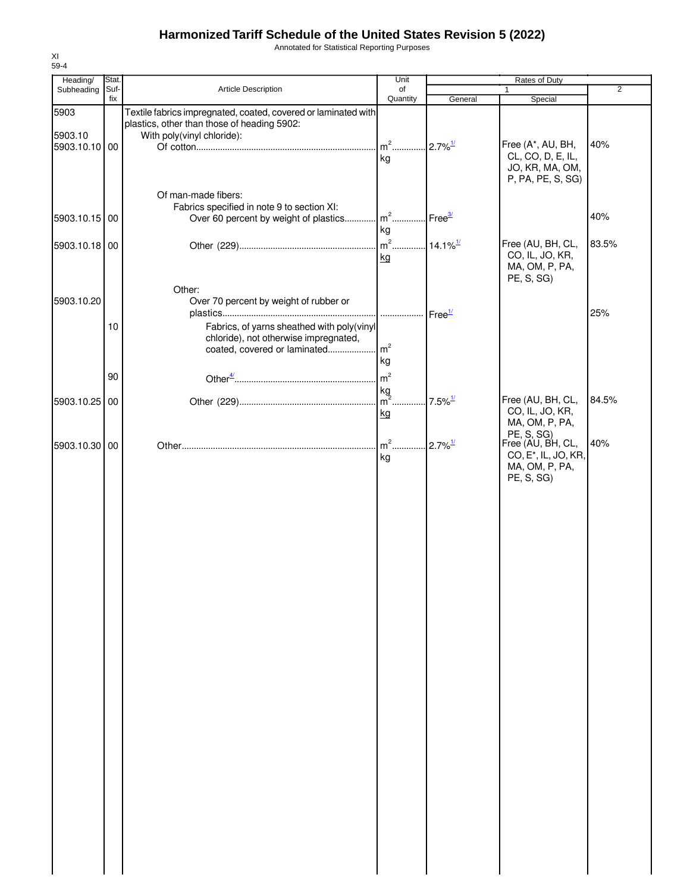# Harmonized Tariff Schedule of the United States Revision 5 (2022)

Annotated for Statistical Reporting Purposes

XI
59-4

| Heading/ Subheading | Stat. Suf- fix | Article Description | Unit of Quantity | Rates of Duty | | |
|---|---|---|---|---|---|---|
| | | | | 1 | | 2 |
| | | | | General | Special | |
| 5903 | | Textile fabrics impregnated, coated, covered or laminated with plastics, other than those of heading 5902: | | | | |
| 5903.10 | | With poly(vinyl chloride): | | | | |
| 5903.10.10 | 00 | Of cotton | $m^2$ kg | 2.7%[1/] | Free (A*, AU, BH, CL, CO, D, E, IL, JO, KR, MA, OM, P, PA, PE, S, SG) | 40% |
| | | Of man-made fibers: | | | | |
| | | Fabrics specified in note 9 to section XI: | | | | |
| 5903.10.15 | 00 | Over 60 percent by weight of plastics | $m^2$ kg | Free[3/] | | 40% |
| 5903.10.18 | 00 | Other (229) | $m^2$ kg | 14.1%[1/] | Free (AU, BH, CL, CO, IL, JO, KR, MA, OM, P, PA, PE, S, SG) | 83.5% |
| | | Other: | | | | |
| 5903.10.20 | | Over 70 percent by weight of rubber or plastics | | Free[1/] | | 25% |
| | 10 | Fabrics, of yarns sheathed with poly(vinyl chloride), not otherwise impregnated, coated, covered or laminated | $m^2$ kg | | | |
| | 90 | Other[4/] | $m^2$ kg | | | |
| 5903.10.25 | 00 | Other (229) | $m^2$ kg | 7.5%[1/] | Free (AU, BH, CL, CO, IL, JO, KR, MA, OM, P, PA, PE, S, SG) | 84.5% |
| 5903.10.30 | 00 | Other | $m^2$ kg | 2.7%[1/] | Free (AU, BH, CL, CO, E*, IL, JO, KR, MA, OM, P, PA, PE, S, SG) | 40% |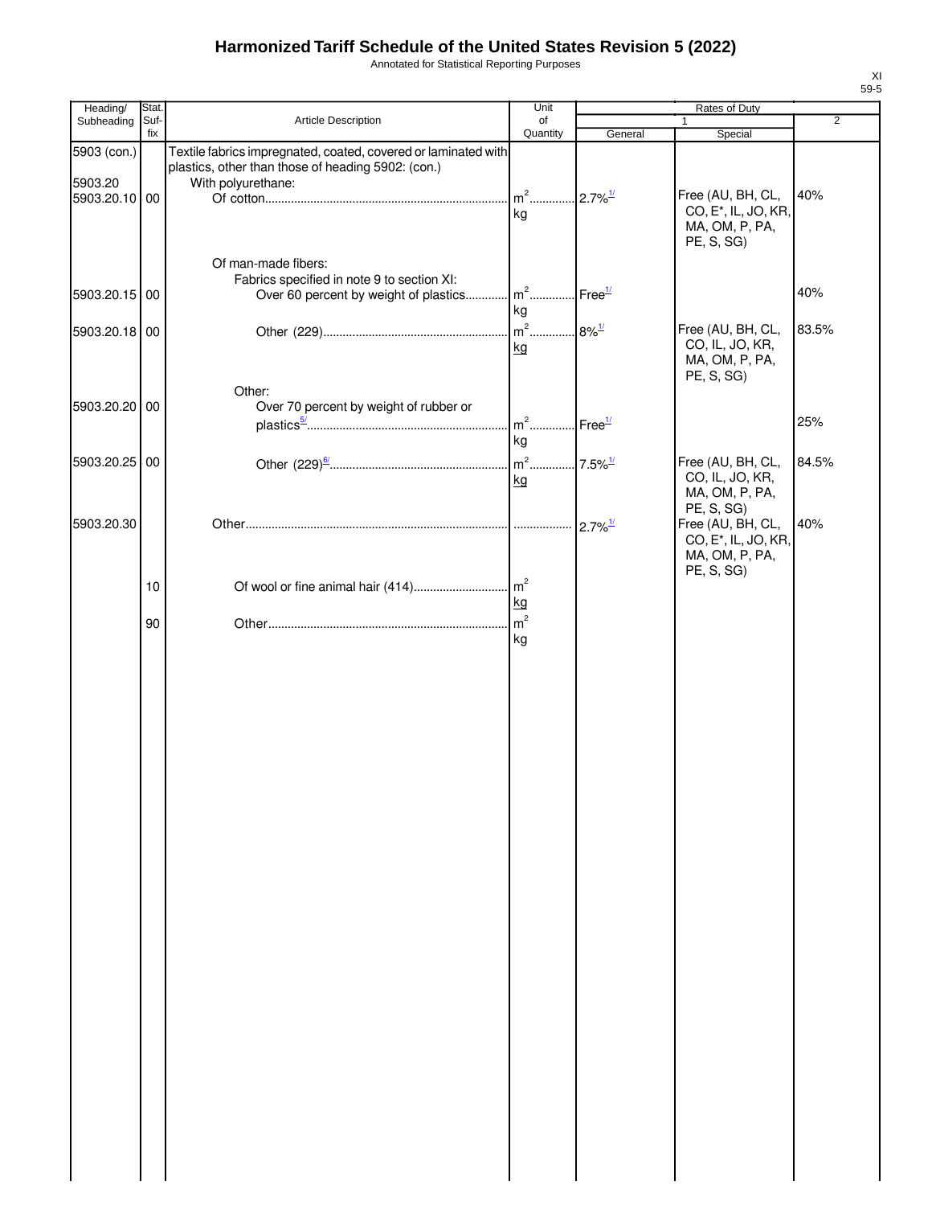# Harmonized Tariff Schedule of the United States Revision 5 (2022)

Annotated for Statistical Reporting Purposes

XI
59-5

| Heading/ Subheading | Stat. Suf-fix | Article Description | Unit of Quantity | Rates of Duty 1 General | Special | 2 |
|---|---|---|---|---|---|---|
| 5903 (con.) | | Textile fabrics impregnated, coated, covered or laminated with plastics, other than those of heading 5902: (con.) | | | | |
| 5903.20 | | With polyurethane: | | | | |
| 5903.20.10 | 00 | Of cotton | $m^2$ kg | 2.7%[1/] | Free (AU, BH, CL, CO, E*, IL, JO, KR, MA, OM, P, PA, PE, S, SG) | 40% |
| | | Of man-made fibers: | | | | |
| | | Fabrics specified in note 9 to section XI: | | | | |
| 5903.20.15 | 00 | Over 60 percent by weight of plastics | $m^2$ kg | Free[1/] | | 40% |
| 5903.20.18 | 00 | Other (229) | $m^2$ kg | 8%[1/] | Free (AU, BH, CL, CO, IL, JO, KR, MA, OM, P, PA, PE, S, SG) | 83.5% |
| | | Other: | | | | |
| 5903.20.20 | 00 | Over 70 percent by weight of rubber or plastics[5/] | $m^2$ kg | Free[1/] | | 25% |
| 5903.20.25 | 00 | Other (229)[6/] | $m^2$ kg | 7.5%[1/] | Free (AU, BH, CL, CO, IL, JO, KR, MA, OM, P, PA, PE, S, SG) | 84.5% |
| 5903.20.30 | | Other | | 2.7%[1/] | Free (AU, BH, CL, CO, E*, IL, JO, KR, MA, OM, P, PA, PE, S, SG) | 40% |
| | 10 | Of wool or fine animal hair (414) | $m^2$ kg | | | |
| | 90 | Other | $m^2$ kg | | | |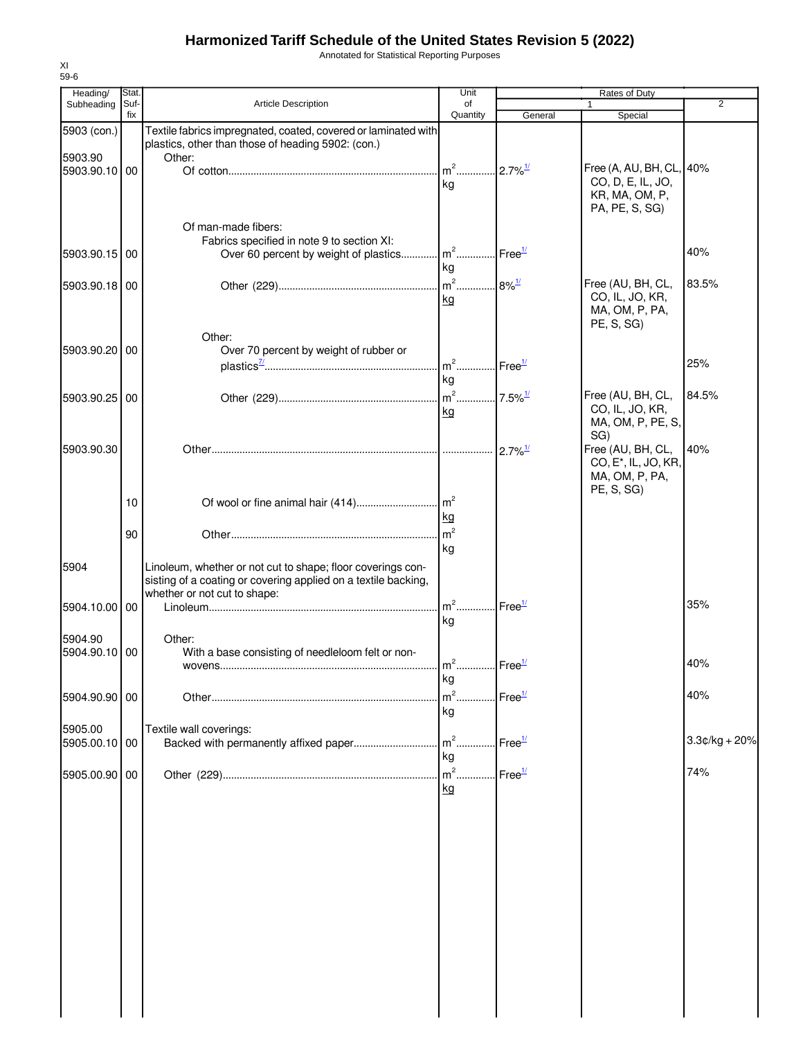# Harmonized Tariff Schedule of the United States Revision 5 (2022)

Annotated for Statistical Reporting Purposes

XI
59-6

| Heading/ Subheading | Stat. Suf- fix | Article Description | Unit of Quantity | Rates of Duty 1 General | Special | 2 |
|---|---|---|---|---|---|---|
| 5903 (con.) | | Textile fabrics impregnated, coated, covered or laminated with plastics, other than those of heading 5902: (con.) | | | | |
| 5903.90 | | Other: | | | | |
| 5903.90.10 | 00 | Of cotton | m[2] kg | 2.7%[1/] | Free (A, AU, BH, CL, CO, D, E, IL, JO, KR, MA, OM, P, PA, PE, S, SG) | 40% |
| | | Of man-made fibers: | | | | |
| | | Fabrics specified in note 9 to section XI: | | | | |
| 5903.90.15 | 00 | Over 60 percent by weight of plastics | m[2] kg | Free[1/] | | 40% |
| 5903.90.18 | 00 | Other (229) | m[2] kg | 8%[1/] | Free (AU, BH, CL, CO, IL, JO, KR, MA, OM, P, PA, PE, S, SG) | 83.5% |
| | | Other: | | | | |
| 5903.90.20 | 00 | Over 70 percent by weight of rubber or plastics[7/] | m[2] kg | Free[1/] | | 25% |
| 5903.90.25 | 00 | Other (229) | m[2] kg | 7.5%[1/] | Free (AU, BH, CL, CO, IL, JO, KR, MA, OM, P, PE, S, SG) | 84.5% |
| 5903.90.30 | | Other | | 2.7%[1/] | Free (AU, BH, CL, CO, E*, IL, JO, KR, MA, OM, P, PA, PE, S, SG) | 40% |
| | 10 | Of wool or fine animal hair (414) | m[2] kg | | | |
| | 90 | Other | m[2] kg | | | |
| 5904 | | Linoleum, whether or not cut to shape; floor coverings consisting of a coating or covering applied on a textile backing, whether or not cut to shape: | | | | |
| 5904.10.00 | 00 | Linoleum | m[2] kg | Free[1/] | | 35% |
| 5904.90 | | Other: | | | | |
| 5904.90.10 | 00 | With a base consisting of needleloom felt or nonwovens | m[2] kg | Free[1/] | | 40% |
| 5904.90.90 | 00 | Other | m[2] kg | Free[1/] | | 40% |
| 5905.00 | | Textile wall coverings: | | | | |
| 5905.00.10 | 00 | Backed with permanently affixed paper | m[2] kg | Free[1/] | | 3.3¢/kg + 20% |
| 5905.00.90 | 00 | Other (229) | m[2] kg | Free[1/] | | 74% |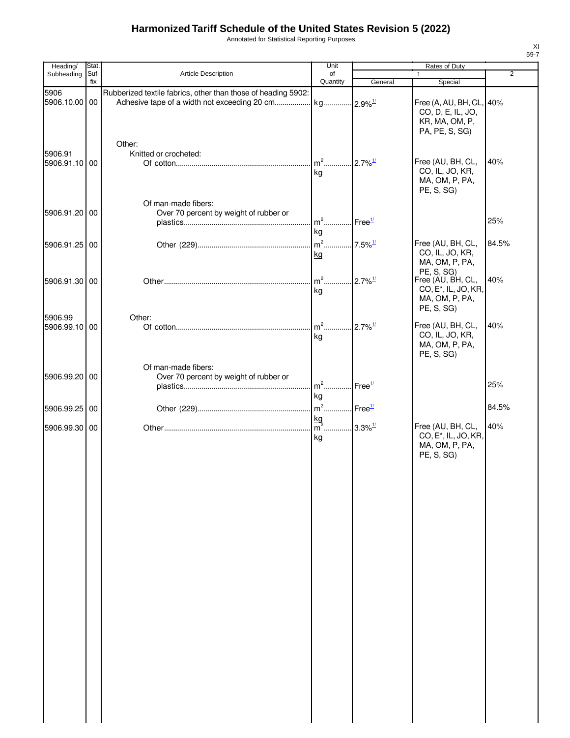# Harmonized Tariff Schedule of the United States Revision 5 (2022)

Annotated for Statistical Reporting Purposes

| Heading/ Subheading | Stat. Suf-fix | Article Description | Unit of Quantity | Rates of Duty 1 General | 1 Special | 2 |
|---|---|---|---|---|---|---|
| 5906 | | Rubberized textile fabrics, other than those of heading 5902: | | | | |
| 5906.10.00 | 00 | Adhesive tape of a width not exceeding 20 cm | kg | 2.9%[1/] | Free (A, AU, BH, CL, CO, D, E, IL, JO, KR, MA, OM, P, PA, PE, S, SG) | 40% |
| | | Other: | | | | |
| 5906.91 | | Knitted or crocheted: | | | | |
| 5906.91.10 | 00 | Of cotton | m$^2$ kg | 2.7%[1/] | Free (AU, BH, CL, CO, IL, JO, KR, MA, OM, P, PA, PE, S, SG) | 40% |
| | | Of man-made fibers: | | | | |
| 5906.91.20 | 00 | Over 70 percent by weight of rubber or plastics | m$^2$ kg | Free[1/] | | 25% |
| 5906.91.25 | 00 | Other (229) | m$^2$ kg | 7.5%[1/] | Free (AU, BH, CL, CO, IL, JO, KR, MA, OM, P, PA, PE, S, SG) | 84.5% |
| 5906.91.30 | 00 | Other | m$^2$ kg | 2.7%[1/] | Free (AU, BH, CL, CO, E*, IL, JO, KR, MA, OM, P, PA, PE, S, SG) | 40% |
| 5906.99 | | Other: | | | | |
| 5906.99.10 | 00 | Of cotton | m$^2$ kg | 2.7%[1/] | Free (AU, BH, CL, CO, IL, JO, KR, MA, OM, P, PA, PE, S, SG) | 40% |
| | | Of man-made fibers: | | | | |
| 5906.99.20 | 00 | Over 70 percent by weight of rubber or plastics | m$^2$ kg | Free[1/] | | 25% |
| 5906.99.25 | 00 | Other (229) | m$^2$ kg | Free[1/] | | 84.5% |
| 5906.99.30 | 00 | Other | m$^2$ kg | 3.3%[1/] | Free (AU, BH, CL, CO, E*, IL, JO, KR, MA, OM, P, PA, PE, S, SG) | 40% |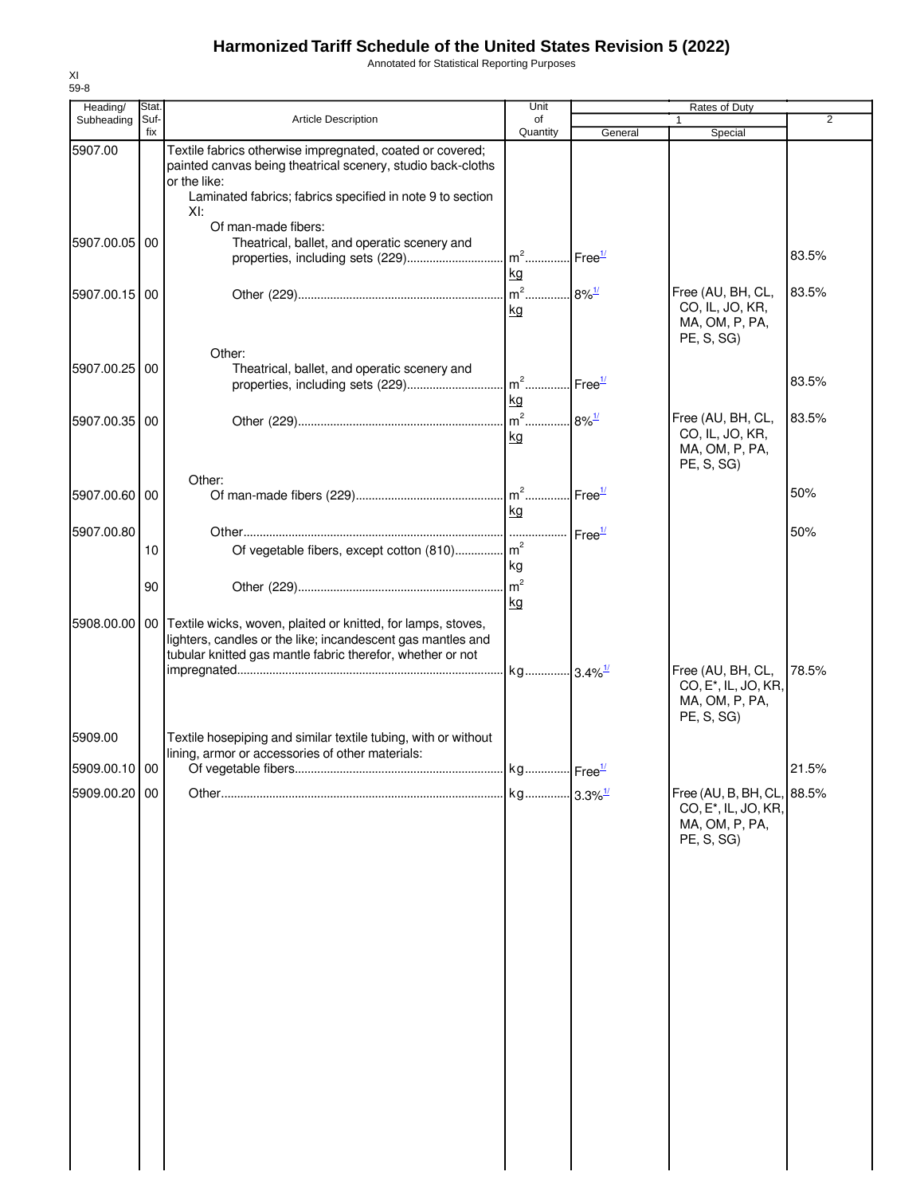# Harmonized Tariff Schedule of the United States Revision 5 (2022)

Annotated for Statistical Reporting Purposes

XI
59-8

| Heading/ Subheading | Stat. Suf-fix | Article Description | Unit of Quantity | Rates of Duty 1 General | Special | 2 |
|---|---|---|---|---|---|---|
| 5907.00 | | Textile fabrics otherwise impregnated, coated or covered; painted canvas being theatrical scenery, studio back-cloths or the like: | | | | |
| | | Laminated fabrics; fabrics specified in note 9 to section XI: | | | | |
| | | Of man-made fibers: | | | | |
| 5907.00.05 | 00 | Theatrical, ballet, and operatic scenery and properties, including sets (229) | $m^2$ kg | Free[1/] | | 83.5% |
| 5907.00.15 | 00 | Other (229) | $m^2$ kg | 8%[1/] | Free (AU, BH, CL, CO, IL, JO, KR, MA, OM, P, PA, PE, S, SG) | 83.5% |
| | | Other: | | | | |
| 5907.00.25 | 00 | Theatrical, ballet, and operatic scenery and properties, including sets (229) | $m^2$ kg | Free[1/] | | 83.5% |
| 5907.00.35 | 00 | Other (229) | $m^2$ kg | 8%[1/] | Free (AU, BH, CL, CO, IL, JO, KR, MA, OM, P, PA, PE, S, SG) | 83.5% |
| | | Other: | | | | |
| 5907.00.60 | 00 | Of man-made fibers (229) | $m^2$ kg | Free[1/] | | 50% |
| 5907.00.80 | | Other | | Free[1/] | | 50% |
| | 10 | Of vegetable fibers, except cotton (810) | $m^2$ kg | | | |
| | 90 | Other (229) | $m^2$ kg | | | |
| 5908.00.00 | 00 | Textile wicks, woven, plaited or knitted, for lamps, stoves, lighters, candles or the like; incandescent gas mantles and tubular knitted gas mantle fabric therefor, whether or not impregnated | kg | 3.4%[1/] | Free (AU, BH, CL, CO, E*, IL, JO, KR, MA, OM, P, PA, PE, S, SG) | 78.5% |
| 5909.00 | | Textile hosepiping and similar textile tubing, with or without lining, armor or accessories of other materials: | | | | |
| 5909.00.10 | 00 | Of vegetable fibers | kg | Free[1/] | | 21.5% |
| 5909.00.20 | 00 | Other | kg | 3.3%[1/] | Free (AU, B, BH, CL, CO, E*, IL, JO, KR, MA, OM, P, PA, PE, S, SG) | 88.5% |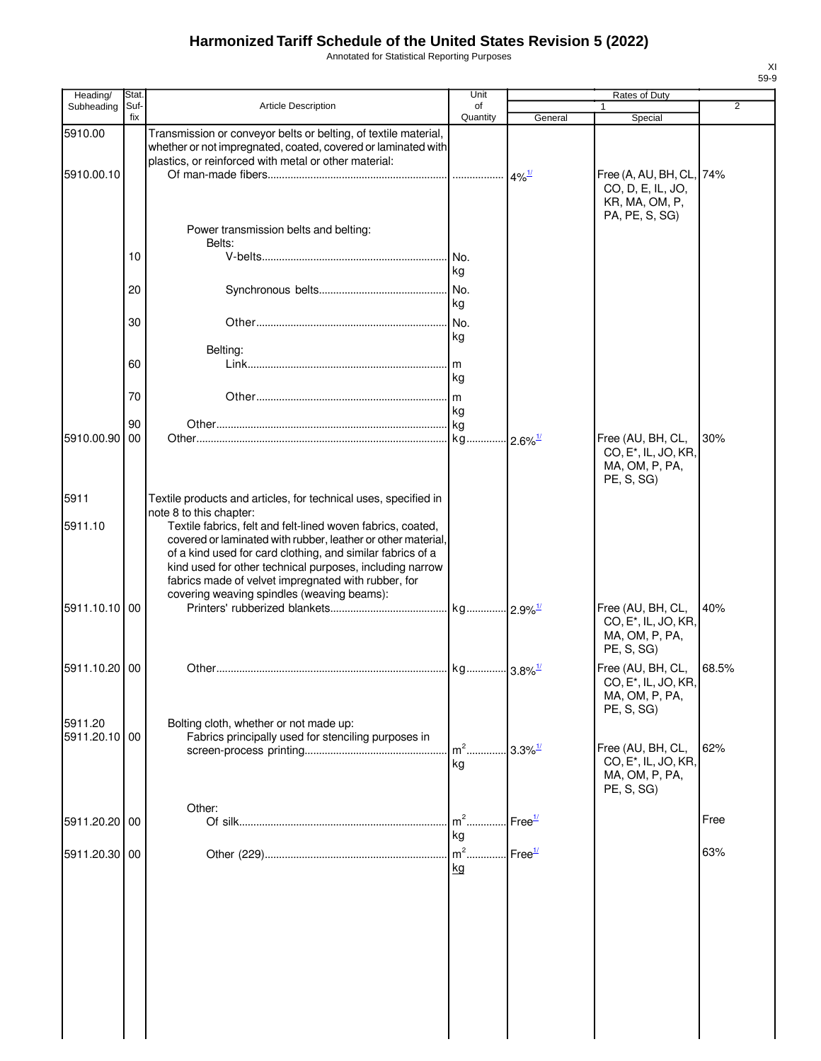# Harmonized Tariff Schedule of the United States Revision 5 (2022)

Annotated for Statistical Reporting Purposes

| Heading/ Subheading | Stat. Suf- fix | Article Description | Unit of Quantity | Rates of Duty 1 General | Special | 2 |
|---|---|---|---|---|---|---|
| 5910.00 | | Transmission or conveyor belts or belting, of textile material, whether or not impregnated, coated, covered or laminated with plastics, or reinforced with metal or other material: | | | | |
| 5910.00.10 | | Of man-made fibers | | 4%[1/] | Free (A, AU, BH, CL, CO, D, E, IL, JO, KR, MA, OM, P, PA, PE, S, SG) | 74% |
| | | Power transmission belts and belting: | | | | |
| | | Belts: | | | | |
| | 10 | V-belts | No. kg | | | |
| | 20 | Synchronous belts | No. kg | | | |
| | 30 | Other | No. kg | | | |
| | | Belting: | | | | |
| | 60 | Link | m kg | | | |
| | 70 | Other | m kg | | | |
| | 90 | Other | kg | | | |
| 5910.00.90 | 00 | Other | kg | 2.6%[1/] | Free (AU, BH, CL, CO, E*, IL, JO, KR, MA, OM, P, PA, PE, S, SG) | 30% |
| 5911 | | Textile products and articles, for technical uses, specified in note 8 to this chapter: | | | | |
| 5911.10 | | Textile fabrics, felt and felt-lined woven fabrics, coated, covered or laminated with rubber, leather or other material, of a kind used for card clothing, and similar fabrics of a kind used for other technical purposes, including narrow fabrics made of velvet impregnated with rubber, for covering weaving spindles (weaving beams): | | | | |
| 5911.10.10 | 00 | Printers' rubberized blankets | kg | 2.9%[1/] | Free (AU, BH, CL, CO, E*, IL, JO, KR, MA, OM, P, PA, PE, S, SG) | 40% |
| 5911.10.20 | 00 | Other | kg | 3.8%[1/] | Free (AU, BH, CL, CO, E*, IL, JO, KR, MA, OM, P, PA, PE, S, SG) | 68.5% |
| 5911.20 | | Bolting cloth, whether or not made up: | | | | |
| 5911.20.10 | 00 | Fabrics principally used for stenciling purposes in screen-process printing | $m^2$ kg | 3.3%[1/] | Free (AU, BH, CL, CO, E*, IL, JO, KR, MA, OM, P, PA, PE, S, SG) | 62% |
| | | Other: | | | | |
| 5911.20.20 | 00 | Of silk | $m^2$ kg | Free[1/] | | Free |
| 5911.20.30 | 00 | Other (229) | $m^2$ kg | Free[1/] | | 63% |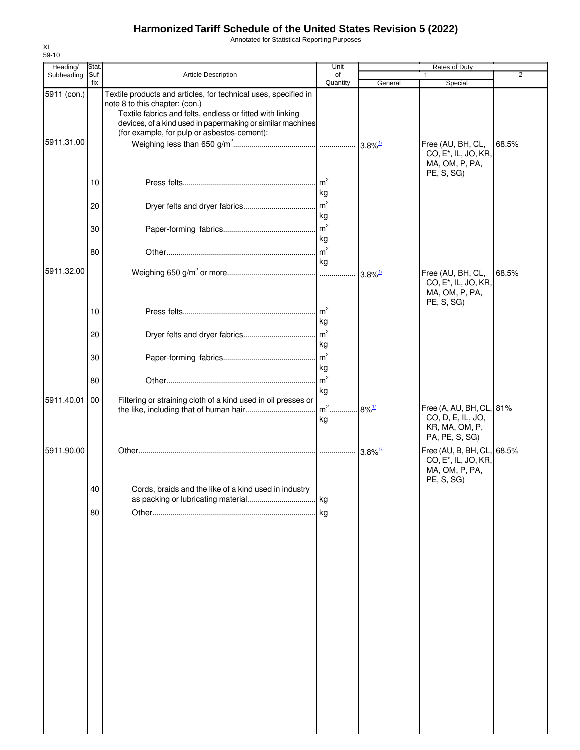# Harmonized Tariff Schedule of the United States Revision 5 (2022)

Annotated for Statistical Reporting Purposes

XI
59-10

| Heading/ Subheading | Stat. Suf-fix | Article Description | Unit of Quantity | Rates of Duty 1 General | Special | 2 |
|---|---|---|---|---|---|---|
| 5911 (con.) | | Textile products and articles, for technical uses, specified in note 8 to this chapter: (con.) | | | | |
| | | Textile fabrics and felts, endless or fitted with linking devices, of a kind used in papermaking or similar machines (for example, for pulp or asbestos-cement): | | | | |
| 5911.31.00 | | Weighing less than 650 g/m$^2$ | | 3.8%[1/] | Free (AU, BH, CL, CO, E*, IL, JO, KR, MA, OM, P, PA, PE, S, SG) | 68.5% |
| | 10 | Press felts | m$^2$ kg | | | |
| | 20 | Dryer felts and dryer fabrics | m$^2$ kg | | | |
| | 30 | Paper-forming fabrics | m$^2$ kg | | | |
| | 80 | Other | m$^2$ kg | | | |
| 5911.32.00 | | Weighing 650 g/m$^2$ or more | | 3.8%[1/] | Free (AU, BH, CL, CO, E*, IL, JO, KR, MA, OM, P, PA, PE, S, SG) | 68.5% |
| | 10 | Press felts | m$^2$ kg | | | |
| | 20 | Dryer felts and dryer fabrics | m$^2$ kg | | | |
| | 30 | Paper-forming fabrics | m$^2$ kg | | | |
| | 80 | Other | m$^2$ kg | | | |
| 5911.40.01 | 00 | Filtering or straining cloth of a kind used in oil presses or the like, including that of human hair | m$^2$ kg | 8%[1/] | Free (A, AU, BH, CL, CO, D, E, IL, JO, KR, MA, OM, P, PA, PE, S, SG) | 81% |
| 5911.90.00 | | Other | | 3.8%[1/] | Free (AU, B, BH, CL, CO, E*, IL, JO, KR, MA, OM, P, PA, PE, S, SG) | 68.5% |
| | 40 | Cords, braids and the like of a kind used in industry as packing or lubricating material | kg | | | |
| | 80 | Other | kg | | | |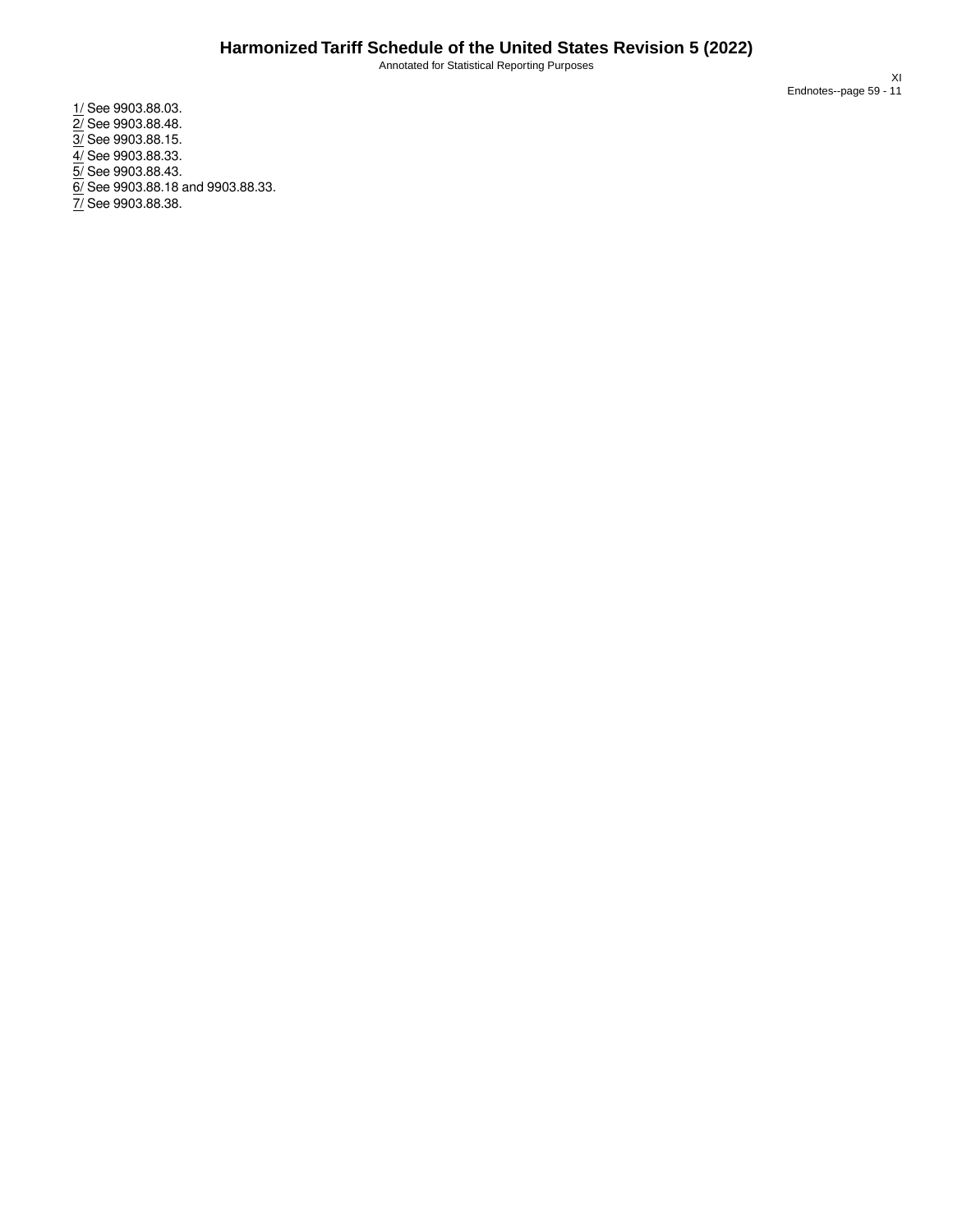1/ See 9903.88.03.
2/ See 9903.88.48.
3/ See 9903.88.15.
4/ See 9903.88.33.
5/ See 9903.88.43.
6/ See 9903.88.18 and 9903.88.33.
7/ See 9903.88.38.